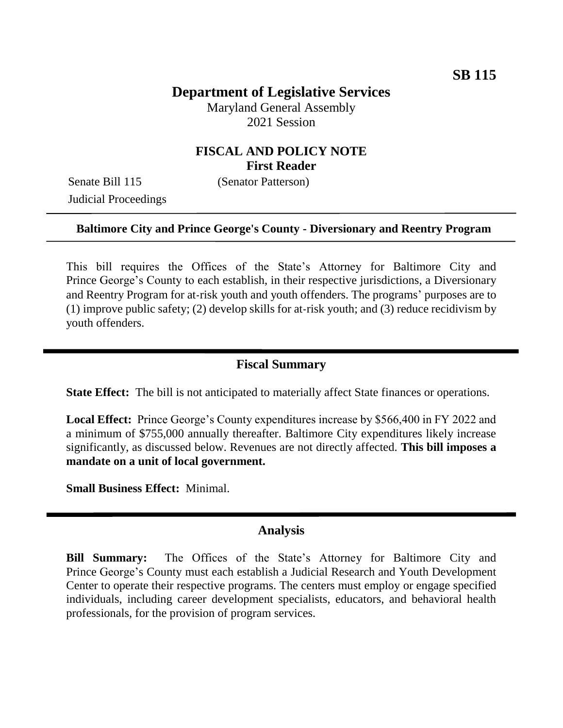**SB 115**

# Department of Legislative Services

Maryland General Assembly
2021 Session

## FISCAL AND POLICY NOTE
**First Reader**

Senate Bill 115 (Senator Patterson)
Judicial Proceedings

---

**Baltimore City and Prince George's County - Diversionary and Reentry Program**

---

This bill requires the Offices of the State's Attorney for Baltimore City and Prince George's County to each establish, in their respective jurisdictions, a Diversionary and Reentry Program for at-risk youth and youth offenders. The programs' purposes are to (1) improve public safety; (2) develop skills for at-risk youth; and (3) reduce recidivism by youth offenders.

---

## Fiscal Summary

**State Effect:** The bill is not anticipated to materially affect State finances or operations.

**Local Effect:** Prince George's County expenditures increase by $566,400 in FY 2022 and a minimum of $755,000 annually thereafter. Baltimore City expenditures likely increase significantly, as discussed below. Revenues are not directly affected. **This bill imposes a mandate on a unit of local government.**

**Small Business Effect:** Minimal.

---

## Analysis

**Bill Summary:** The Offices of the State's Attorney for Baltimore City and Prince George's County must each establish a Judicial Research and Youth Development Center to operate their respective programs. The centers must employ or engage specified individuals, including career development specialists, educators, and behavioral health professionals, for the provision of program services.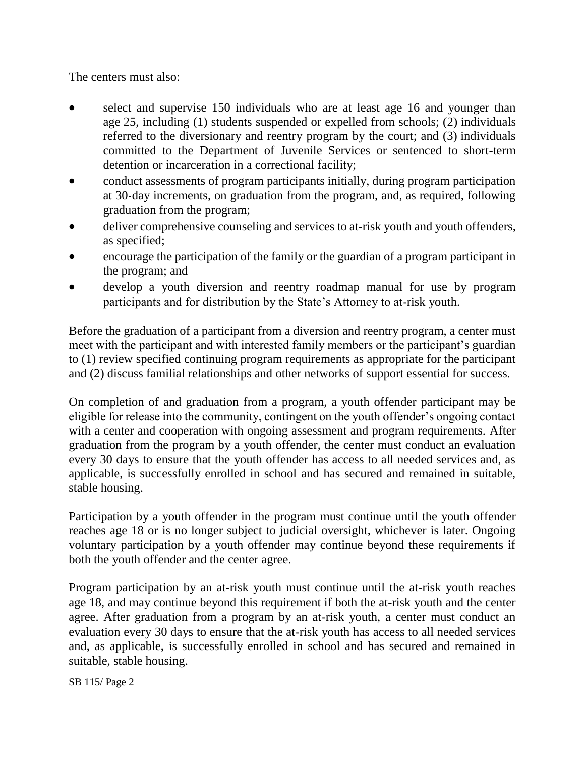The centers must also:

- select and supervise 150 individuals who are at least age 16 and younger than age 25, including (1) students suspended or expelled from schools; (2) individuals referred to the diversionary and reentry program by the court; and (3) individuals committed to the Department of Juvenile Services or sentenced to short-term detention or incarceration in a correctional facility;
- conduct assessments of program participants initially, during program participation at 30-day increments, on graduation from the program, and, as required, following graduation from the program;
- deliver comprehensive counseling and services to at-risk youth and youth offenders, as specified;
- encourage the participation of the family or the guardian of a program participant in the program; and
- develop a youth diversion and reentry roadmap manual for use by program participants and for distribution by the State's Attorney to at-risk youth.

Before the graduation of a participant from a diversion and reentry program, a center must meet with the participant and with interested family members or the participant's guardian to (1) review specified continuing program requirements as appropriate for the participant and (2) discuss familial relationships and other networks of support essential for success.

On completion of and graduation from a program, a youth offender participant may be eligible for release into the community, contingent on the youth offender's ongoing contact with a center and cooperation with ongoing assessment and program requirements. After graduation from the program by a youth offender, the center must conduct an evaluation every 30 days to ensure that the youth offender has access to all needed services and, as applicable, is successfully enrolled in school and has secured and remained in suitable, stable housing.

Participation by a youth offender in the program must continue until the youth offender reaches age 18 or is no longer subject to judicial oversight, whichever is later. Ongoing voluntary participation by a youth offender may continue beyond these requirements if both the youth offender and the center agree.

Program participation by an at-risk youth must continue until the at-risk youth reaches age 18, and may continue beyond this requirement if both the at-risk youth and the center agree. After graduation from a program by an at-risk youth, a center must conduct an evaluation every 30 days to ensure that the at-risk youth has access to all needed services and, as applicable, is successfully enrolled in school and has secured and remained in suitable, stable housing.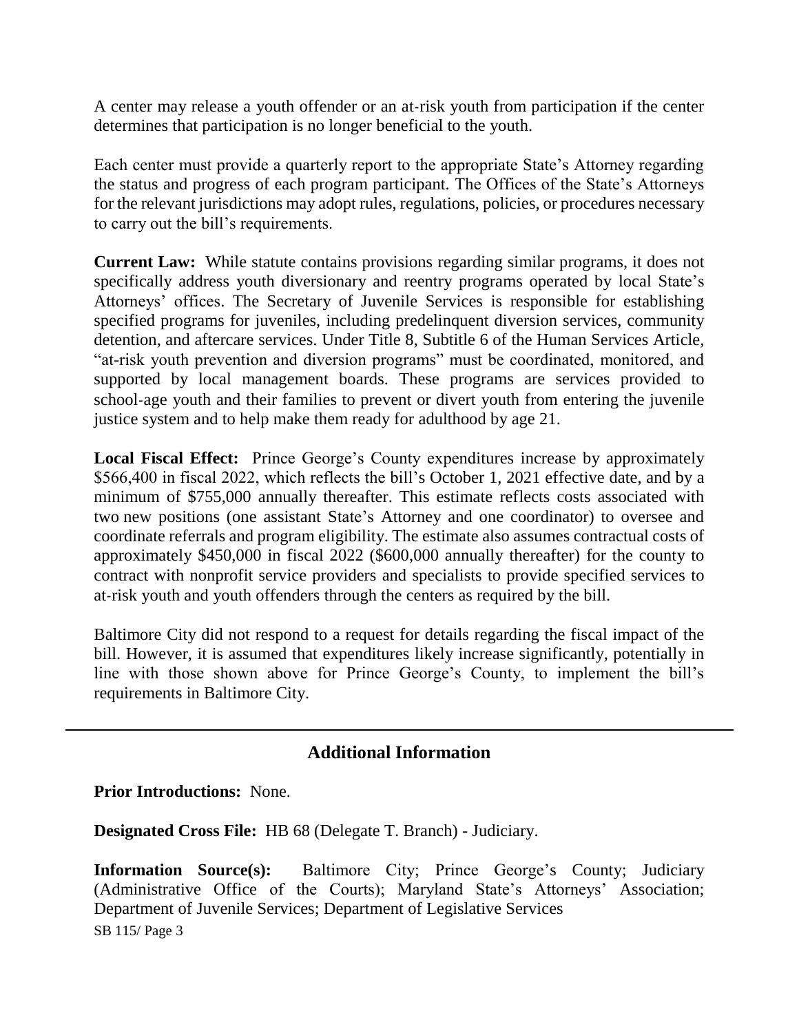A center may release a youth offender or an at-risk youth from participation if the center determines that participation is no longer beneficial to the youth.

Each center must provide a quarterly report to the appropriate State's Attorney regarding the status and progress of each program participant. The Offices of the State's Attorneys for the relevant jurisdictions may adopt rules, regulations, policies, or procedures necessary to carry out the bill's requirements.

**Current Law:** While statute contains provisions regarding similar programs, it does not specifically address youth diversionary and reentry programs operated by local State's Attorneys' offices. The Secretary of Juvenile Services is responsible for establishing specified programs for juveniles, including predelinquent diversion services, community detention, and aftercare services. Under Title 8, Subtitle 6 of the Human Services Article, "at-risk youth prevention and diversion programs" must be coordinated, monitored, and supported by local management boards. These programs are services provided to school-age youth and their families to prevent or divert youth from entering the juvenile justice system and to help make them ready for adulthood by age 21.

**Local Fiscal Effect:** Prince George's County expenditures increase by approximately $566,400 in fiscal 2022, which reflects the bill's October 1, 2021 effective date, and by a minimum of $755,000 annually thereafter. This estimate reflects costs associated with two new positions (one assistant State's Attorney and one coordinator) to oversee and coordinate referrals and program eligibility. The estimate also assumes contractual costs of approximately $450,000 in fiscal 2022 ($600,000 annually thereafter) for the county to contract with nonprofit service providers and specialists to provide specified services to at-risk youth and youth offenders through the centers as required by the bill.

Baltimore City did not respond to a request for details regarding the fiscal impact of the bill. However, it is assumed that expenditures likely increase significantly, potentially in line with those shown above for Prince George's County, to implement the bill's requirements in Baltimore City.

---

## Additional Information

**Prior Introductions:** None.

**Designated Cross File:** HB 68 (Delegate T. Branch) - Judiciary.

**Information Source(s):** Baltimore City; Prince George's County; Judiciary (Administrative Office of the Courts); Maryland State's Attorneys' Association; Department of Juvenile Services; Department of Legislative Services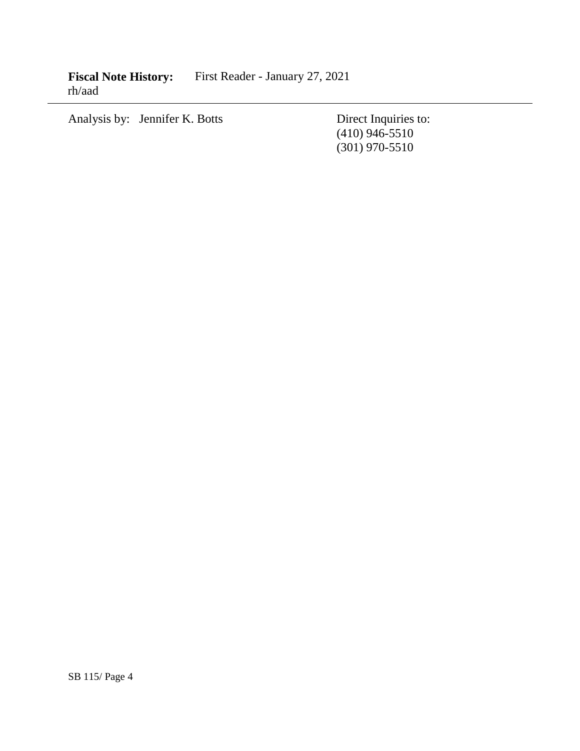**Fiscal Note History:** First Reader - January 27, 2021
rh/aad

---

Analysis by: Jennifer K. Botts

Direct Inquiries to:
(410) 946-5510
(301) 970-5510